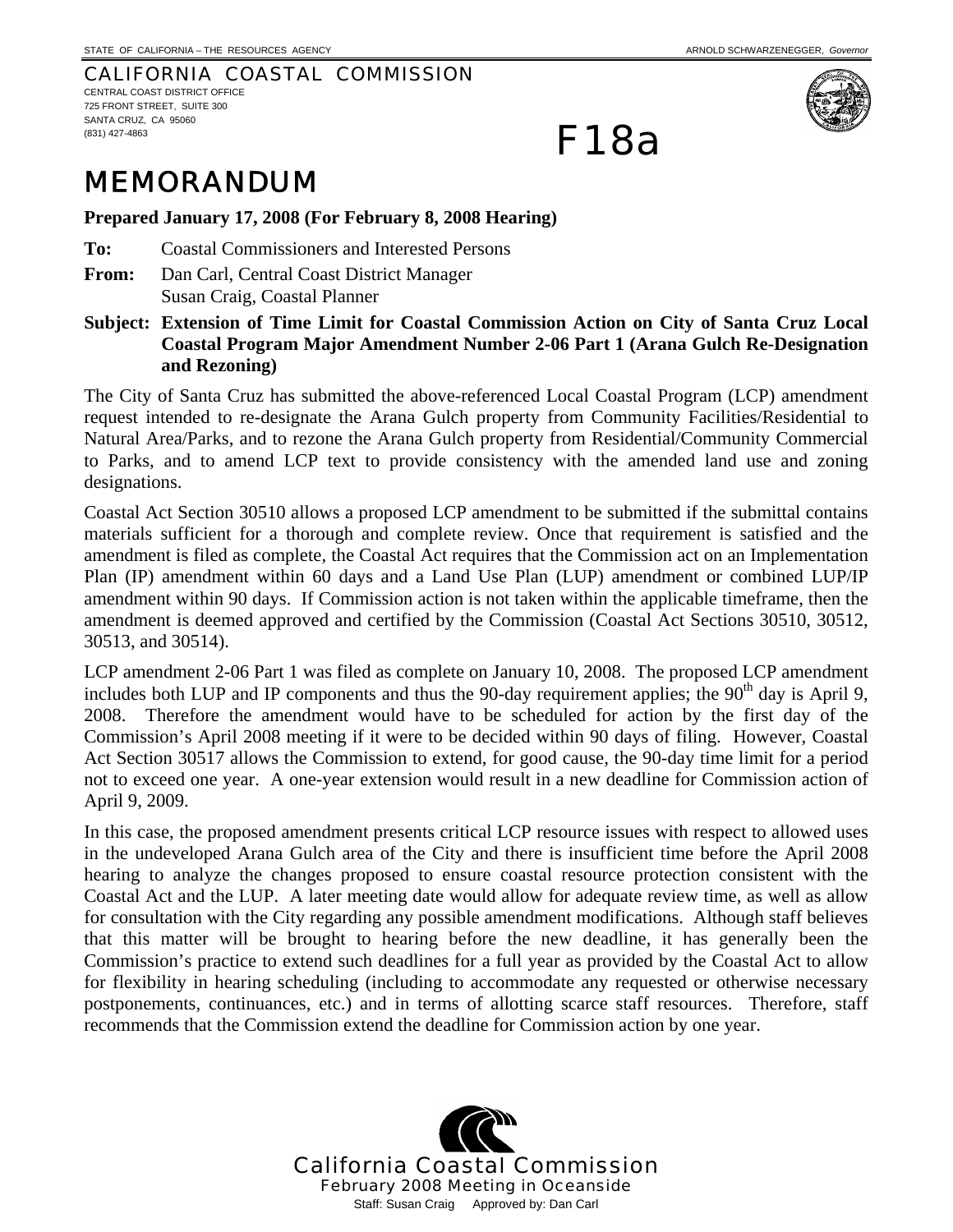STATE OF CALIFORNIA – THE RESOURCES AGENCY ARNOLD SCHWARZENEGGER, *Governor*

CALIFORNIA COASTAL COMMISSION
CENTRAL COAST DISTRICT OFFICE
725 FRONT STREET, SUITE 300
SANTA CRUZ, CA 95060
(831) 427-4863

# F18a

# MEMORANDUM

**Prepared January 17, 2008 (For February 8, 2008 Hearing)**

**To:** Coastal Commissioners and Interested Persons

**From:** Dan Carl, Central Coast District Manager
Susan Craig, Coastal Planner

**Subject: Extension of Time Limit for Coastal Commission Action on City of Santa Cruz Local Coastal Program Major Amendment Number 2-06 Part 1 (Arana Gulch Re-Designation and Rezoning)**

The City of Santa Cruz has submitted the above-referenced Local Coastal Program (LCP) amendment request intended to re-designate the Arana Gulch property from Community Facilities/Residential to Natural Area/Parks, and to rezone the Arana Gulch property from Residential/Community Commercial to Parks, and to amend LCP text to provide consistency with the amended land use and zoning designations.

Coastal Act Section 30510 allows a proposed LCP amendment to be submitted if the submittal contains materials sufficient for a thorough and complete review. Once that requirement is satisfied and the amendment is filed as complete, the Coastal Act requires that the Commission act on an Implementation Plan (IP) amendment within 60 days and a Land Use Plan (LUP) amendment or combined LUP/IP amendment within 90 days. If Commission action is not taken within the applicable timeframe, then the amendment is deemed approved and certified by the Commission (Coastal Act Sections 30510, 30512, 30513, and 30514).

LCP amendment 2-06 Part 1 was filed as complete on January 10, 2008. The proposed LCP amendment includes both LUP and IP components and thus the 90-day requirement applies; the 90th day is April 9, 2008. Therefore the amendment would have to be scheduled for action by the first day of the Commission's April 2008 meeting if it were to be decided within 90 days of filing. However, Coastal Act Section 30517 allows the Commission to extend, for good cause, the 90-day time limit for a period not to exceed one year. A one-year extension would result in a new deadline for Commission action of April 9, 2009.

In this case, the proposed amendment presents critical LCP resource issues with respect to allowed uses in the undeveloped Arana Gulch area of the City and there is insufficient time before the April 2008 hearing to analyze the changes proposed to ensure coastal resource protection consistent with the Coastal Act and the LUP. A later meeting date would allow for adequate review time, as well as allow for consultation with the City regarding any possible amendment modifications. Although staff believes that this matter will be brought to hearing before the new deadline, it has generally been the Commission's practice to extend such deadlines for a full year as provided by the Coastal Act to allow for flexibility in hearing scheduling (including to accommodate any requested or otherwise necessary postponements, continuances, etc.) and in terms of allotting scarce staff resources. Therefore, staff recommends that the Commission extend the deadline for Commission action by one year.

California Coastal Commission
February 2008 Meeting in Oceanside
Staff: Susan Craig Approved by: Dan Carl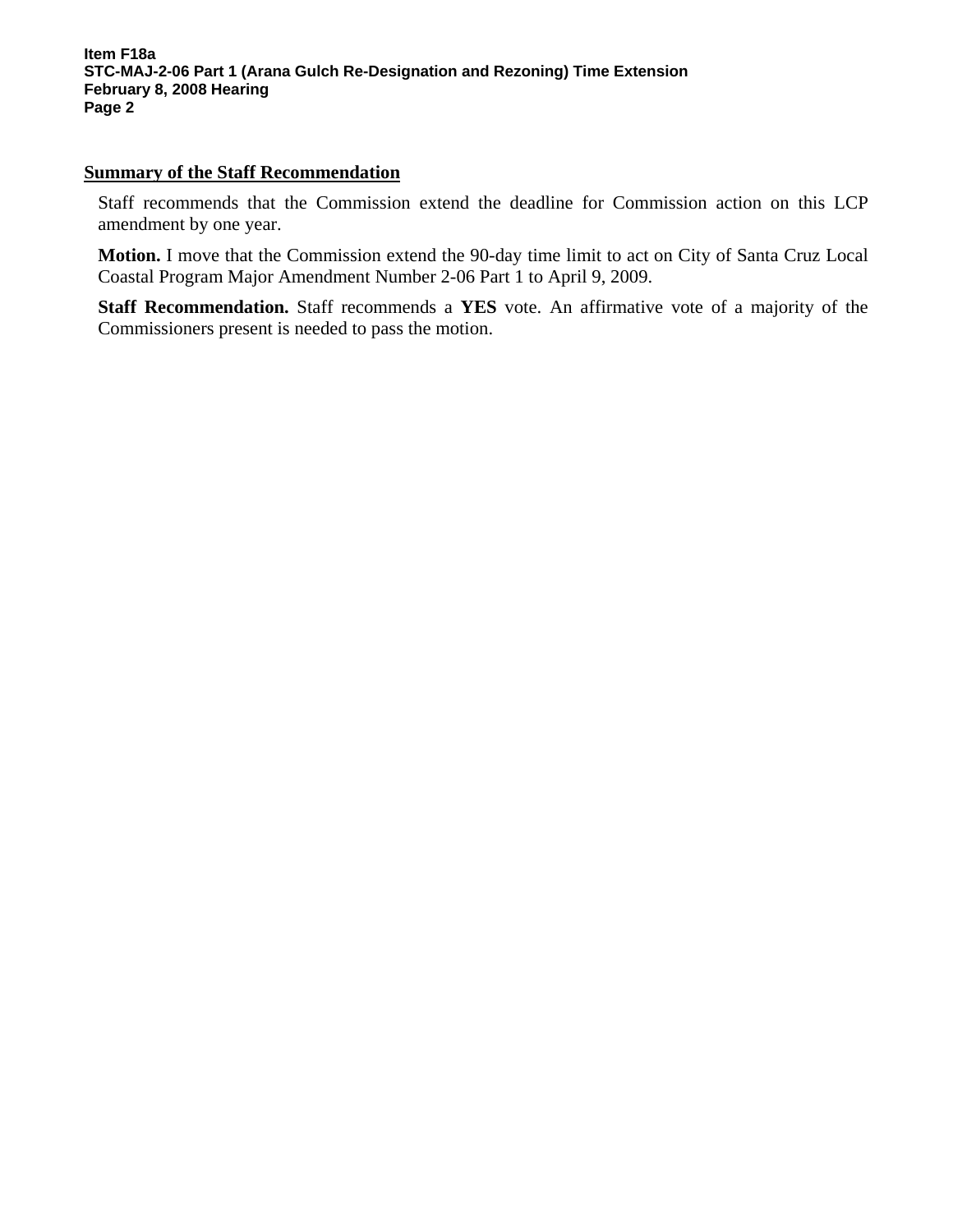## Summary of the Staff Recommendation

Staff recommends that the Commission extend the deadline for Commission action on this LCP amendment by one year.

**Motion.** I move that the Commission extend the 90-day time limit to act on City of Santa Cruz Local Coastal Program Major Amendment Number 2-06 Part 1 to April 9, 2009.

**Staff Recommendation.** Staff recommends a **YES** vote. An affirmative vote of a majority of the Commissioners present is needed to pass the motion.